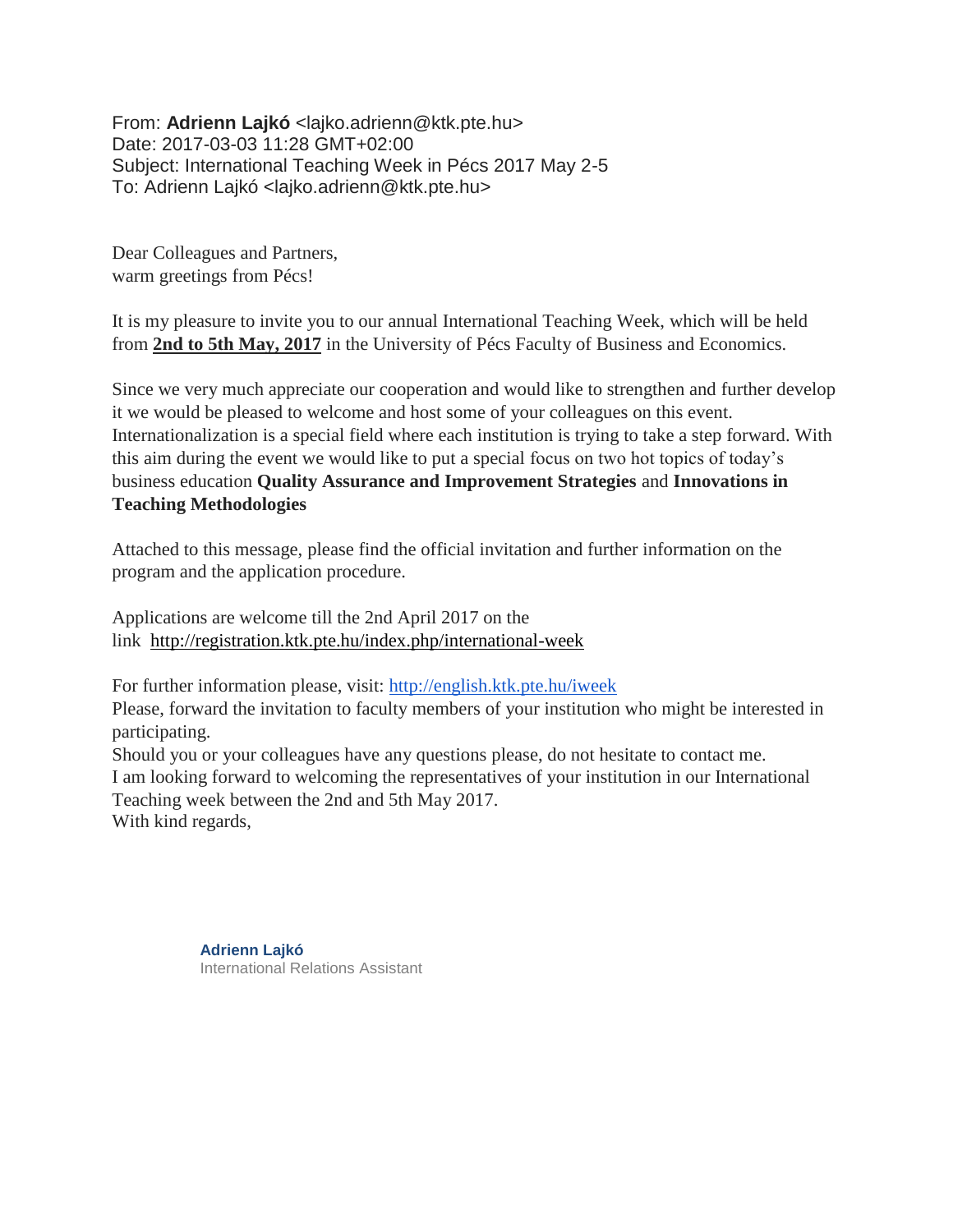From: **Adrienn Lajkó** <lajko.adrienn@ktk.pte.hu>
Date: 2017-03-03 11:28 GMT+02:00
Subject: International Teaching Week in Pécs 2017 May 2-5
To: Adrienn Lajkó <lajko.adrienn@ktk.pte.hu>

Dear Colleagues and Partners,
warm greetings from Pécs!

It is my pleasure to invite you to our annual International Teaching Week, which will be held from **2nd to 5th May, 2017** in the University of Pécs Faculty of Business and Economics.

Since we very much appreciate our cooperation and would like to strengthen and further develop it we would be pleased to welcome and host some of your colleagues on this event. Internationalization is a special field where each institution is trying to take a step forward. With this aim during the event we would like to put a special focus on two hot topics of today's business education **Quality Assurance and Improvement Strategies** and **Innovations in Teaching Methodologies**

Attached to this message, please find the official invitation and further information on the program and the application procedure.

Applications are welcome till the 2nd April 2017 on the link http://registration.ktk.pte.hu/index.php/international-week

For further information please, visit: http://english.ktk.pte.hu/iweek
Please, forward the invitation to faculty members of your institution who might be interested in participating.
Should you or your colleagues have any questions please, do not hesitate to contact me.
I am looking forward to welcoming the representatives of your institution in our International Teaching week between the 2nd and 5th May 2017.
With kind regards,

**Adrienn Lajkó**
International Relations Assistant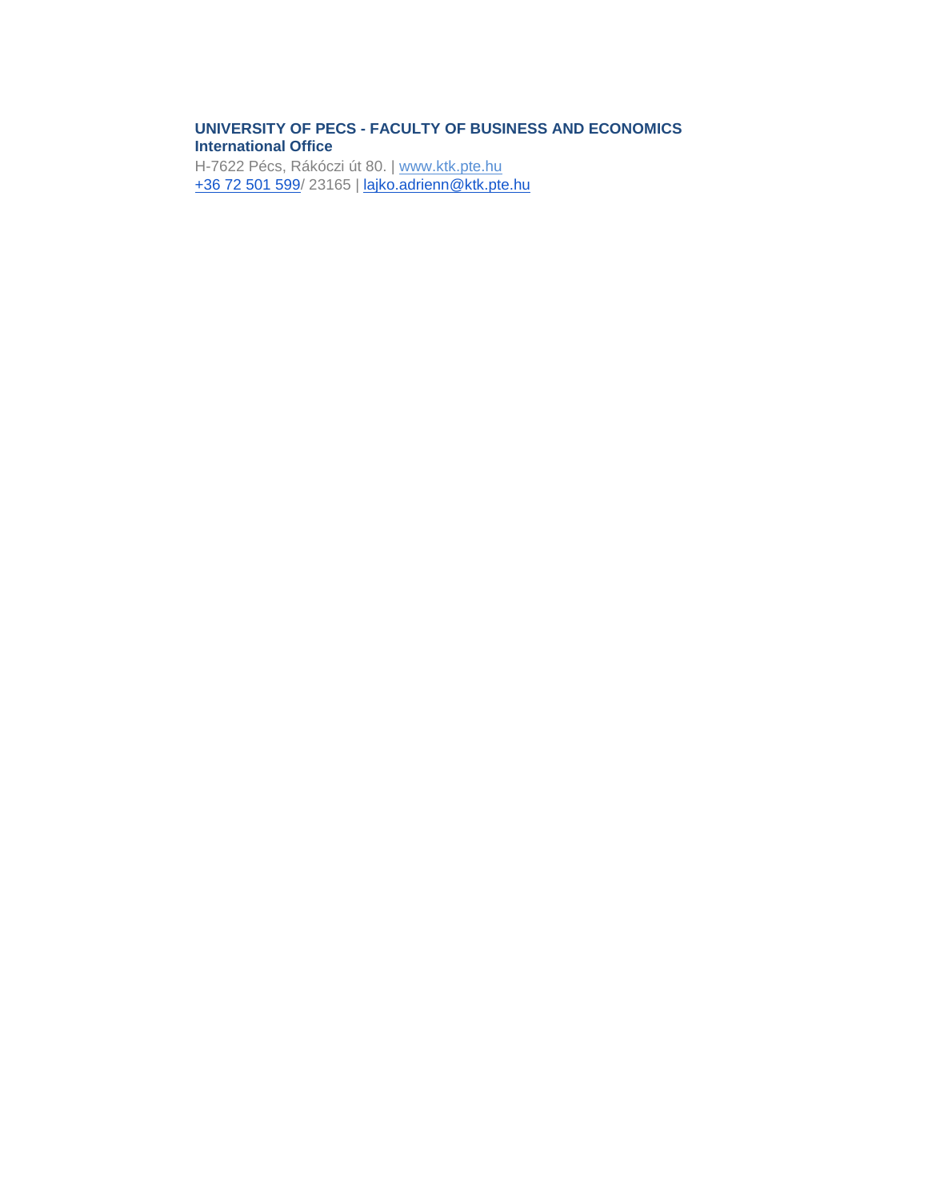**UNIVERSITY OF PECS - FACULTY OF BUSINESS AND ECONOMICS**
**International Office**
H-7622 Pécs, Rákóczi út 80. | www.ktk.pte.hu
+36 72 501 599/ 23165 | lajko.adrienn@ktk.pte.hu